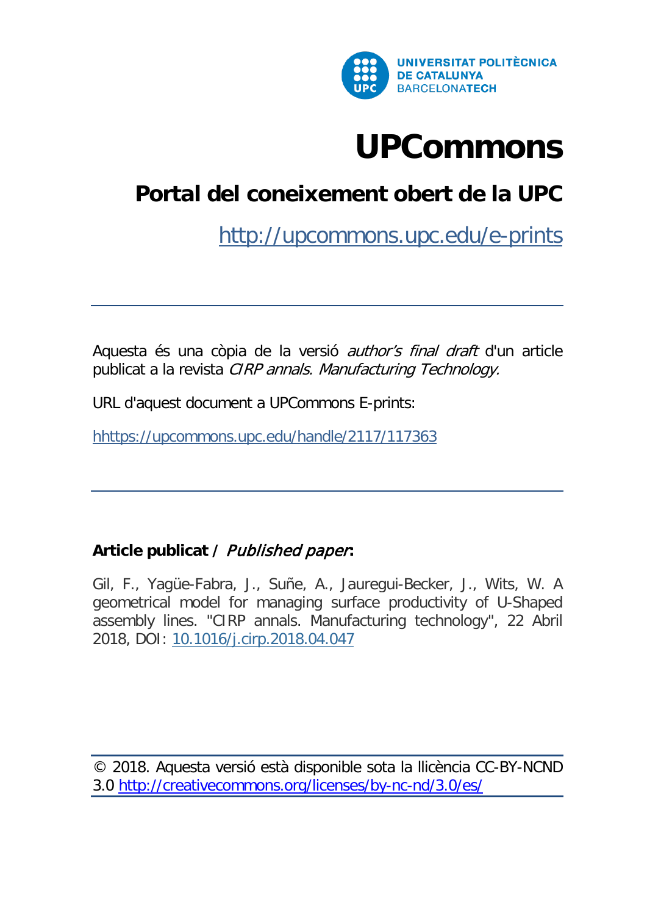UNIVERSITAT POLITÈCNICA DE CATALUNYA BARCELONATECH

# UPCommons

## Portal del coneixement obert de la UPC

http://upcommons.upc.edu/e-prints

---

Aquesta és una còpia de la versió *author's final draft* d'un article publicat a la revista *CIRP annals. Manufacturing Technology.*

URL d'aquest document a UPCommons E-prints:

hhttps://upcommons.upc.edu/handle/2117/117363

---

**Article publicat /** ***Published paper*****:**

Gil, F., Yagüe-Fabra, J., Suñe, A., Jauregui-Becker, J., Wits, W. A geometrical model for managing surface productivity of U-Shaped assembly lines. "CIRP annals. Manufacturing technology", 22 Abril 2018, DOI: 10.1016/j.cirp.2018.04.047

---

© 2018. Aquesta versió està disponible sota la llicència CC-BY-NCND 3.0 http://creativecommons.org/licenses/by-nc-nd/3.0/es/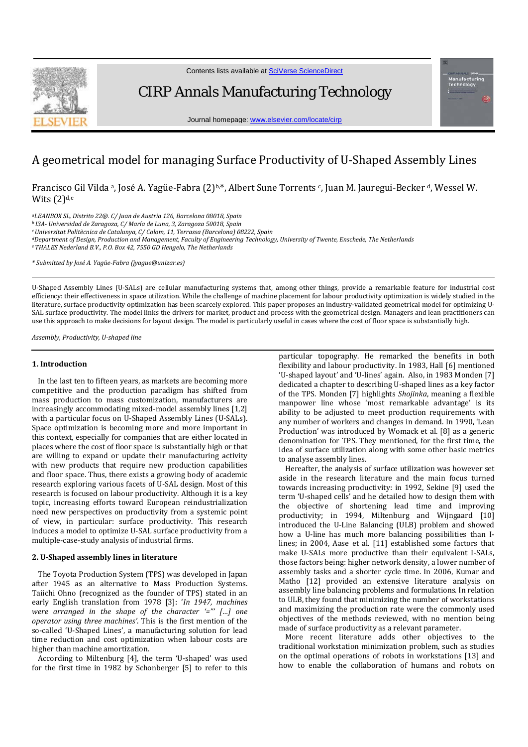# A geometrical model for managing Surface Productivity of U-Shaped Assembly Lines

Francisco Gil Vilda [a], José A. Yagüe-Fabra (2)[b,*], Albert Sune Torrents [c], Juan M. Jauregui-Becker [d], Wessel W. Wits (2)[d,e]

[a]LEANBOX SL, Distrito 22@. C/ Juan de Austria 126, Barcelona 08018, Spain
[b] I3A- Universidad de Zaragoza, C/ María de Luna, 3, Zaragoza 50018, Spain
[c] Universitat Politècnica de Catalunya, C/ Colom, 11, Terrassa (Barcelona) 08222, Spain
[d]Department of Design, Production and Management, Faculty of Engineering Technology, University of Twente, Enschede, The Netherlands
[e] THALES Nederland B.V., P.O. Box 42, 7550 GD Hengelo, The Netherlands

*\* Submitted by José A. Yagüe-Fabra (jyague@unizar.es)*

U-Shaped Assembly Lines (U-SALs) are cellular manufacturing systems that, among other things, provide a remarkable feature for industrial cost efficiency: their effectiveness in space utilization. While the challenge of machine placement for labour productivity optimization is widely studied in the literature, surface productivity optimization has been scarcely explored. This paper proposes an industry-validated geometrical model for optimizing U-SAL surface productivity. The model links the drivers for market, product and process with the geometrical design. Managers and lean practitioners can use this approach to make decisions for layout design. The model is particularly useful in cases where the cost of floor space is substantially high.

*Assembly, Productivity, U-shaped line*

## 1. Introduction

In the last ten to fifteen years, as markets are becoming more competitive and the production paradigm has shifted from mass production to mass customization, manufacturers are increasingly accommodating mixed-model assembly lines [1,2] with a particular focus on U-Shaped Assembly Lines (U-SALs). Space optimization is becoming more and more important in this context, especially for companies that are either located in places where the cost of floor space is substantially high or that are willing to expand or update their manufacturing activity with new products that require new production capabilities and floor space. Thus, there exists a growing body of academic research exploring various facets of U-SAL design. Most of this research is focused on labour productivity. Although it is a key topic, increasing efforts toward European reindustrialization need new perspectives on productivity from a systemic point of view, in particular: surface productivity. This research induces a model to optimize U-SAL surface productivity from a multiple-case-study analysis of industrial firms.

## 2. U-Shaped assembly lines in literature

The Toyota Production System (TPS) was developed in Japan after 1945 as an alternative to Mass Production Systems. Taiichi Ohno (recognized as the founder of TPS) stated in an early English translation from 1978 [3]: '*In 1947, machines were arranged in the shape of the character '=″' [...] one operator using three machines'*. This is the first mention of the so-called 'U-Shaped Lines', a manufacturing solution for lead time reduction and cost optimization when labour costs are higher than machine amortization.

According to Miltenburg [4], the term 'U-shaped' was used for the first time in 1982 by Schonberger [5] to refer to this particular topography. He remarked the benefits in both flexibility and labour productivity. In 1983, Hall [6] mentioned 'U-shaped layout' and 'U-lines' again. Also, in 1983 Monden [7] dedicated a chapter to describing U-shaped lines as a key factor of the TPS. Monden [7] highlights *Shojinka*, meaning a flexible manpower line whose 'most remarkable advantage' is its ability to be adjusted to meet production requirements with any number of workers and changes in demand. In 1990, 'Lean Production' was introduced by Womack et al. [8] as a generic denomination for TPS. They mentioned, for the first time, the idea of surface utilization along with some other basic metrics to analyse assembly lines.

Hereafter, the analysis of surface utilization was however set aside in the research literature and the main focus turned towards increasing productivity: in 1992, Sekine [9] used the term 'U-shaped cells' and he detailed how to design them with the objective of shortening lead time and improving productivity; in 1994, Miltenburg and Wijngaard [10] introduced the U-Line Balancing (ULB) problem and showed how a U-line has much more balancing possibilities than I-lines; in 2004, Aase et al. [11] established some factors that make U-SALs more productive than their equivalent I-SALs, those factors being: higher network density, a lower number of assembly tasks and a shorter cycle time. In 2006, Kumar and Matho [12] provided an extensive literature analysis on assembly line balancing problems and formulations. In relation to ULB, they found that minimizing the number of workstations and maximizing the production rate were the commonly used objectives of the methods reviewed, with no mention being made of surface productivity as a relevant parameter.

More recent literature adds other objectives to the traditional workstation minimization problem, such as studies on the optimal operations of robots in workstations [13] and how to enable the collaboration of humans and robots on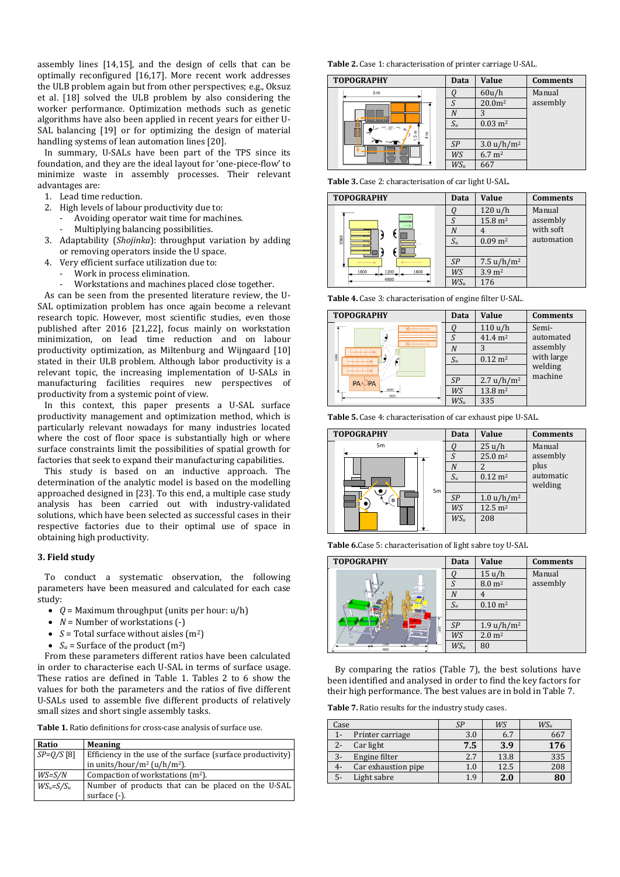assembly lines [14,15], and the design of cells that can be optimally reconfigured [16,17]. More recent work addresses the ULB problem again but from other perspectives; e.g., Oksuz et al. [18] solved the ULB problem by also considering the worker performance. Optimization methods such as genetic algorithms have also been applied in recent years for either U-SAL balancing [19] or for optimizing the design of material handling systems of lean automation lines [20].

In summary, U-SALs have been part of the TPS since its foundation, and they are the ideal layout for 'one-piece-flow' to minimize waste in assembly processes. Their relevant advantages are:

1. Lead time reduction.
2. High levels of labour productivity due to:
   - Avoiding operator wait time for machines.
   - Multiplying balancing possibilities.
3. Adaptability (*Shojinka*): throughput variation by adding or removing operators inside the U space.
4. Very efficient surface utilization due to:
   - Work in process elimination.
   - Workstations and machines placed close together.

As can be seen from the presented literature review, the U-SAL optimization problem has once again become a relevant research topic. However, most scientific studies, even those published after 2016 [21,22], focus mainly on workstation minimization, on lead time reduction and on labour productivity optimization, as Miltenburg and Wijngaard [10] stated in their ULB problem. Although labor productivity is a relevant topic, the increasing implementation of U-SALs in manufacturing facilities requires new perspectives of productivity from a systemic point of view.

In this context, this paper presents a U-SAL surface productivity management and optimization method, which is particularly relevant nowadays for many industries located where the cost of floor space is substantially high or where surface constraints limit the possibilities of spatial growth for factories that seek to expand their manufacturing capabilities.

This study is based on an inductive approach. The determination of the analytic model is based on the modelling approached designed in [23]. To this end, a multiple case study analysis has been carried out with industry-validated solutions, which have been selected as successful cases in their respective factories due to their optimal use of space in obtaining high productivity.

## 3. Field study

To conduct a systematic observation, the following parameters have been measured and calculated for each case study:

- $Q$ = Maximum throughput (units per hour: u/h)
- $N$ = Number of workstations (-)
- $S$ = Total surface without aisles (m$^2$)
- $S_u$ = Surface of the product (m$^2$)

From these parameters different ratios have been calculated in order to characterise each U-SAL in terms of surface usage. These ratios are defined in Table 1. Tables 2 to 6 show the values for both the parameters and the ratios of five different U-SALs used to assemble five different products of relatively small sizes and short single assembly tasks.

**Table 1.** Ratio definitions for cross-case analysis of surface use.

| Ratio | Meaning |
|---|---|
| $SP=Q/S$ [8] | Efficiency in the use of the surface (surface productivity) in units/hour/m$^2$ (u/h/m$^2$). |
| $WS=S/N$ | Compaction of workstations (m$^2$). |
| $WS_u=S/S_u$ | Number of products that can be placed on the U-SAL surface (-). |

**Table 2.** Case 1: characterisation of printer carriage U-SAL.

| TOPOGRAPHY | Data | Value | Comments |
|---|---|---|---|
| | $Q$ | 60u/h | Manual assembly |
| | $S$ | 20.0m$^2$ | |
| | $N$ | 3 | |
| | $S_u$ | 0.03 m$^2$ | |
| | $SP$ | 3.0 u/h/m$^2$ | |
| | $WS$ | 6.7 m$^2$ | |
| | $WS_u$ | 667 | |

**Table 3.** Case 2: characterisation of car light U-SAL.

| TOPOGRAPHY | Data | Value | Comments |
|---|---|---|---|
| | $Q$ | 120 u/h | Manual assembly with soft automation |
| | $S$ | 15.8 m$^2$ | |
| | $N$ | 4 | |
| | $S_u$ | 0.09 m$^2$ | |
| | $SP$ | 7.5 u/h/m$^2$ | |
| | $WS$ | 3.9 m$^2$ | |
| | $WS_u$ | 176 | |

**Table 4.** Case 3: characterisation of engine filter U-SAL.

| TOPOGRAPHY | Data | Value | Comments |
|---|---|---|---|
| | $Q$ | 110 u/h | Semi-automated assembly with large welding machine |
| | $S$ | 41.4 m$^2$ | |
| | $N$ | 3 | |
| | $S_u$ | 0.12 m$^2$ | |
| | $SP$ | 2.7 u/h/m$^2$ | |
| | $WS$ | 13.8 m$^2$ | |
| | $WS_u$ | 335 | |

**Table 5.** Case 4: characterisation of car exhaust pipe U-SAL.

| TOPOGRAPHY | Data | Value | Comments |
|---|---|---|---|
| | $Q$ | 25 u/h | Manual assembly plus automatic welding |
| | $S$ | 25.0 m$^2$ | |
| | $N$ | 2 | |
| | $S_u$ | 0.12 m$^2$ | |
| | $SP$ | 1.0 u/h/m$^2$ | |
| | $WS$ | 12.5 m$^2$ | |
| | $WS_u$ | 208 | |

**Table 6.** Case 5: characterisation of light sabre toy U-SAL

| TOPOGRAPHY | Data | Value | Comments |
|---|---|---|---|
| | $Q$ | 15 u/h | Manual assembly |
| | $S$ | 8.0 m$^2$ | |
| | $N$ | 4 | |
| | $S_u$ | 0.10 m$^2$ | |
| | $SP$ | 1.9 u/h/m$^2$ | |
| | $WS$ | 2.0 m$^2$ | |
| | $WS_u$ | 80 | |

By comparing the ratios (Table 7), the best solutions have been identified and analysed in order to find the key factors for their high performance. The best values are in bold in Table 7.

**Table 7.** Ratio results for the industry study cases.

| Case | $SP$ | $WS$ | $WS_u$ |
|---|---|---|---|
| 1- Printer carriage | 3.0 | 6.7 | 667 |
| 2- Car light | **7.5** | **3.9** | **176** |
| 3- Engine filter | 2.7 | 13.8 | 335 |
| 4- Car exhaustion pipe | 1.0 | 12.5 | 208 |
| 5- Light sabre | 1.9 | **2.0** | **80** |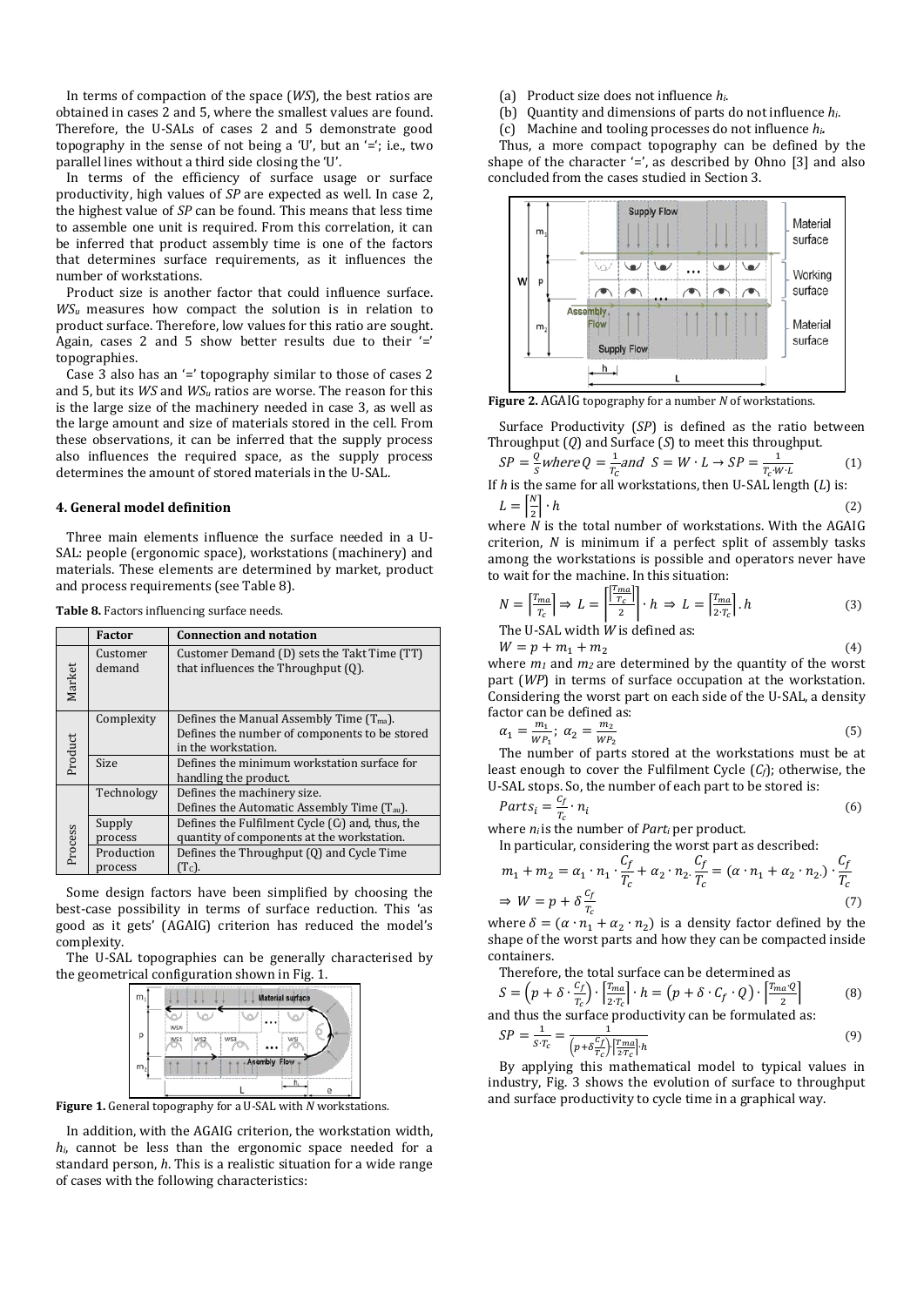In terms of compaction of the space (*WS*), the best ratios are obtained in cases 2 and 5, where the smallest values are found. Therefore, the U-SALs of cases 2 and 5 demonstrate good topography in the sense of not being a 'U', but an '='; i.e., two parallel lines without a third side closing the 'U'.

In terms of the efficiency of surface usage or surface productivity, high values of *SP* are expected as well. In case 2, the highest value of *SP* can be found. This means that less time to assemble one unit is required. From this correlation, it can be inferred that product assembly time is one of the factors that determines surface requirements, as it influences the number of workstations.

Product size is another factor that could influence surface. $WS_u$ measures how compact the solution is in relation to product surface. Therefore, low values for this ratio are sought. Again, cases 2 and 5 show better results due to their '=' topographies.

Case 3 also has an '=' topography similar to those of cases 2 and 5, but its *WS* and $WS_u$ ratios are worse. The reason for this is the large size of the machinery needed in case 3, as well as the large amount and size of materials stored in the cell. From these observations, it can be inferred that the supply process also influences the required space, as the supply process determines the amount of stored materials in the U-SAL.

## 4. General model definition

Three main elements influence the surface needed in a U-SAL: people (ergonomic space), workstations (machinery) and materials. These elements are determined by market, product and process requirements (see Table 8).

**Table 8.** Factors influencing surface needs.

| | Factor | Connection and notation |
|---|---|---|
| Market | Customer demand | Customer Demand (D) sets the Takt Time (TT) that influences the Throughput (Q). |
| Product | Complexity | Defines the Manual Assembly Time ($T_{ma}$). Defines the number of components to be stored in the workstation. |
| | Size | Defines the minimum workstation surface for handling the product. |
| Process | Technology | Defines the machinery size. Defines the Automatic Assembly Time ($T_{au}$). |
| | Supply process | Defines the Fulfilment Cycle ($C_f$) and, thus, the quantity of components at the workstation. |
| | Production process | Defines the Throughput (Q) and Cycle Time ($T_C$). |

Some design factors have been simplified by choosing the best-case possibility in terms of surface reduction. This 'as good as it gets' (AGAIG) criterion has reduced the model's complexity.

The U-SAL topographies can be generally characterised by the geometrical configuration shown in Fig. 1.

**Figure 1.** General topography for a U-SAL with *N* workstations.

In addition, with the AGAIG criterion, the workstation width, $h_i$, cannot be less than the ergonomic space needed for a standard person, *h*. This is a realistic situation for a wide range of cases with the following characteristics:

(a) Product size does not influence $h_i$.

(b) Quantity and dimensions of parts do not influence $h_i$.

(c) Machine and tooling processes do not influence $h_i$.

Thus, a more compact topography can be defined by the shape of the character '=', as described by Ohno [3] and also concluded from the cases studied in Section 3.

**Figure 2.** AGAIG topography for a number *N* of workstations.

Surface Productivity (*SP*) is defined as the ratio between Throughput (*Q*) and Surface (*S*) to meet this throughput.

$$SP = \frac{Q}{S} \text{ where } Q = \frac{1}{T_c} \text{ and } S = W \cdot L \rightarrow SP = \frac{1}{T_c \cdot W \cdot L} \tag{1}$$

If *h* is the same for all workstations, then U-SAL length (*L*) is:

$$L = \left\lceil \frac{N}{2} \right\rceil \cdot h \tag{2}$$

where *N* is the total number of workstations. With the AGAIG criterion, *N* is minimum if a perfect split of assembly tasks among the workstations is possible and operators never have to wait for the machine. In this situation:

$$N = \left\lceil \frac{T_{ma}}{T_c} \right\rceil \Rightarrow L = \left\lceil \frac{\left\lceil \frac{T_{ma}}{T_c} \right\rceil}{2} \right\rceil \cdot h \Rightarrow L = \left\lceil \frac{T_{ma}}{2 \cdot T_c} \right\rceil . h \tag{3}$$

The U-SAL width *W* is defined as:

$$W = p + m_1 + m_2 \tag{4}$$

where $m_1$ and $m_2$ are determined by the quantity of the worst part (*WP*) in terms of surface occupation at the workstation. Considering the worst part on each side of the U-SAL, a density factor can be defined as:

$$\alpha_1 = \frac{m_1}{WP_1};\ \alpha_2 = \frac{m_2}{WP_2} \tag{5}$$

The number of parts stored at the workstations must be at least enough to cover the Fulfilment Cycle ($C_f$); otherwise, the U-SAL stops. So, the number of each part to be stored is:

$$Parts_i = \frac{C_f}{T_c} \cdot n_i \tag{6}$$

where $n_i$ is the number of $Part_i$ per product.

In particular, considering the worst part as described:

$$m_1 + m_2 = \alpha_1 \cdot n_1 \cdot \frac{C_f}{T_c} + \alpha_2 \cdot n_2 . \frac{C_f}{T_c} = (\alpha \cdot n_1 + \alpha_2 \cdot n_2 .) \cdot \frac{C_f}{T_c}$$

$$\Rightarrow W = p + \delta \frac{C_f}{T_c} \tag{7}$$

where $\delta = (\alpha \cdot n_1 + \alpha_2 \cdot n_2)$ is a density factor defined by the shape of the worst parts and how they can be compacted inside containers.

Therefore, the total surface can be determined as

$$S = \left(p + \delta \cdot \frac{C_f}{T_c}\right) \cdot \left\lceil \frac{T_{ma}}{2 \cdot T_c} \right\rceil \cdot h = \left(p + \delta \cdot C_f \cdot Q\right) \cdot \left\lceil \frac{T_{ma} \cdot Q}{2} \right\rceil \tag{8}$$

and thus the surface productivity can be formulated as:

$$SP = \frac{1}{S \cdot T_c} = \frac{1}{\left(p + \delta \frac{C_f}{T_c}\right) \cdot \left\lceil \frac{T_{ma}}{2 \cdot T_c} \right\rceil \cdot h} \tag{9}$$

By applying this mathematical model to typical values in industry, Fig. 3 shows the evolution of surface to throughput and surface productivity to cycle time in a graphical way.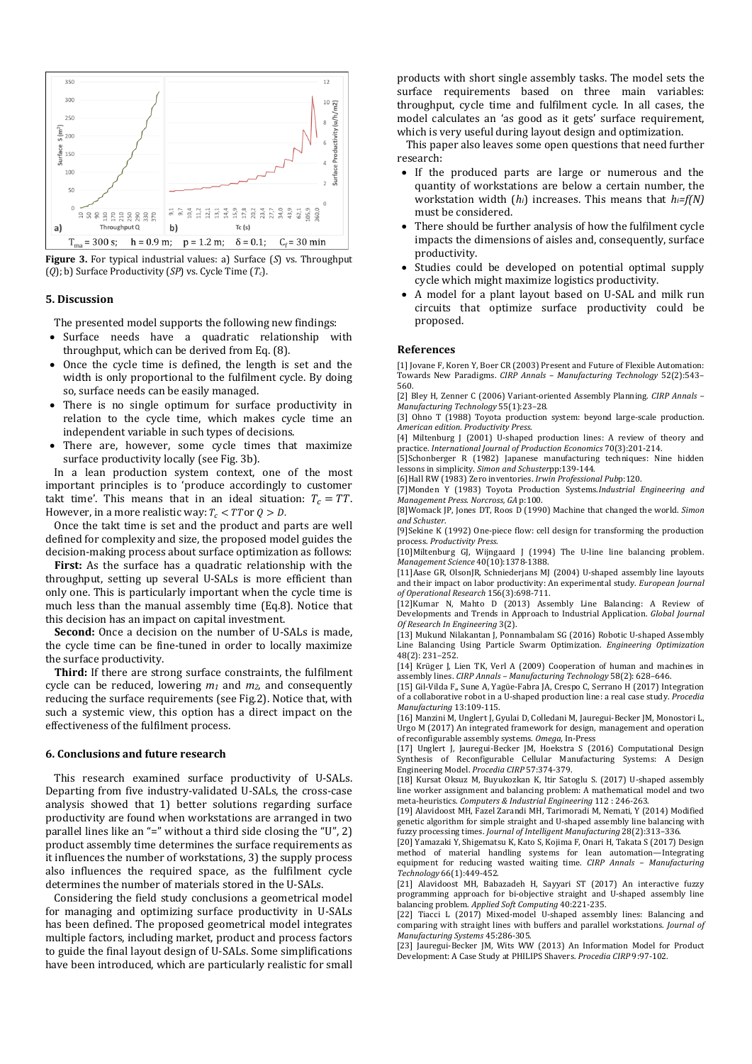350
300
250
200
150
100
50
0
Surface S (m²)
10 50 90 130 170 210 250 290 330 370
a) Throughput Q

12
10
8
6
4
2
0
Surface Productivity (u/h/m2)
9.1 9.7 10.4 11.2 12.1 13.1 14.4 15.9 17.8 20.2 23.4 27.7 34.0 43.9 62.1 105.9 360.0
b) Tc (s)

$T_{ma}$ = 300 s; h = 0.9 m; p = 1.2 m; δ = 0.1; $C_f$ = 30 min

**Figure 3.** For typical industrial values: a) Surface ($S$) vs. Throughput ($Q$); b) Surface Productivity ($SP$) vs. Cycle Time ($T_c$).

## 5. Discussion

The presented model supports the following new findings:

- Surface needs have a quadratic relationship with throughput, which can be derived from Eq. (8).
- Once the cycle time is defined, the length is set and the width is only proportional to the fulfilment cycle. By doing so, surface needs can be easily managed.
- There is no single optimum for surface productivity in relation to the cycle time, which makes cycle time an independent variable in such types of decisions.
- There are, however, some cycle times that maximize surface productivity locally (see Fig. 3b).

In a lean production system context, one of the most important principles is to 'produce accordingly to customer takt time'. This means that in an ideal situation: $T_c = TT$. However, in a more realistic way: $T_c < TT$ or $Q > D$.

Once the takt time is set and the product and parts are well defined for complexity and size, the proposed model guides the decision-making process about surface optimization as follows:

**First:** As the surface has a quadratic relationship with the throughput, setting up several U-SALs is more efficient than only one. This is particularly important when the cycle time is much less than the manual assembly time (Eq.8). Notice that this decision has an impact on capital investment.

**Second:** Once a decision on the number of U-SALs is made, the cycle time can be fine-tuned in order to locally maximize the surface productivity.

**Third:** If there are strong surface constraints, the fulfilment cycle can be reduced, lowering $m_1$ and $m_2$, and consequently reducing the surface requirements (see Fig.2). Notice that, with such a systemic view, this option has a direct impact on the effectiveness of the fulfilment process.

## 6. Conclusions and future research

This research examined surface productivity of U-SALs. Departing from five industry-validated U-SALs, the cross-case analysis showed that 1) better solutions regarding surface productivity are found when workstations are arranged in two parallel lines like an "=" without a third side closing the "U", 2) product assembly time determines the surface requirements as it influences the number of workstations, 3) the supply process also influences the required space, as the fulfilment cycle determines the number of materials stored in the U-SALs.

Considering the field study conclusions a geometrical model for managing and optimizing surface productivity in U-SALs has been defined. The proposed geometrical model integrates multiple factors, including market, product and process factors to guide the final layout design of U-SALs. Some simplifications have been introduced, which are particularly realistic for small products with short single assembly tasks. The model sets the surface requirements based on three main variables: throughput, cycle time and fulfilment cycle. In all cases, the model calculates an 'as good as it gets' surface requirement, which is very useful during layout design and optimization.

This paper also leaves some open questions that need further research:

- If the produced parts are large or numerous and the quantity of workstations are below a certain number, the workstation width ($h_i$) increases. This means that $h_i=f(N)$ must be considered.
- There should be further analysis of how the fulfilment cycle impacts the dimensions of aisles and, consequently, surface productivity.
- Studies could be developed on potential optimal supply cycle which might maximize logistics productivity.
- A model for a plant layout based on U-SAL and milk run circuits that optimize surface productivity could be proposed.

## References

[1] Jovane F, Koren Y, Boer CR (2003) Present and Future of Flexible Automation: Towards New Paradigms. *CIRP Annals – Manufacturing Technology* 52(2):543–560.

[2] Bley H, Zenner C (2006) Variant-oriented Assembly Planning. *CIRP Annals – Manufacturing Technology* 55(1):23–28.

[3] Ohno T (1988) Toyota production system: beyond large-scale production. *American edition. Productivity Press.*

[4] Miltenburg J (2001) U-shaped production lines: A review of theory and practice. *International Journal of Production Economics* 70(3):201-214.

[5]Schonberger R (1982) Japanese manufacturing techniques: Nine hidden lessons in simplicity. *Simon and Schuster*pp:139-144.

[6]Hall RW (1983) Zero inventories. *Irwin Professional Pub*p:120.

[7]Monden Y (1983) Toyota Production Systems.*Industrial Engineering and Management Press. Norcross, GA* p:100.

[8]Womack JP, Jones DT, Roos D (1990) Machine that changed the world. *Simon and Schuster.*

[9]Sekine K (1992) One-piece flow: cell design for transforming the production process. *Productivity Press.*

[10]Miltenburg GJ, Wijngaard J (1994) The U-line line balancing problem. *Management Science* 40(10):1378-1388.

[11]Aase GR, OlsonJR, Schniederjans MJ (2004) U-shaped assembly line layouts and their impact on labor productivity: An experimental study. *European Journal of Operational Research* 156(3):698-711.

[12]Kumar N, Mahto D (2013) Assembly Line Balancing: A Review of Developments and Trends in Approach to Industrial Application. *Global Journal Of Research In Engineering* 13(2).

[13] Mukund Nilakantan J, Ponnambalam SG (2016) Robotic U-shaped Assembly Line Balancing Using Particle Swarm Optimization. *Engineering Optimization* 48(2): 231–252.

[14] Krüger J, Lien TK, Verl A (2009) Cooperation of human and machines in assembly lines. *CIRP Annals – Manufacturing Technology* 58(2): 628–646.

[15] Gil-Vilda F., Sune A, Yagüe-Fabra JA, Crespo C, Serrano H (2017) Integration of a collaborative robot in a U-shaped production line: a real case study. *Procedia Manufacturing* 13:109-115.

[16] Manzini M, Unglert J, Gyulai D, Colledani M, Jauregui-Becker JM, Monostori L, Urgo M (2017) An integrated framework for design, management and operation of reconfigurable assembly systems. *Omega*, In-Press

[17] Unglert J, Jauregui-Becker JM, Hoekstra S (2016) Computational Design Synthesis of Reconfigurable Cellular Manufacturing Systems: A Design Engineering Model. *Procedia CIRP* 57:374-379.

[18] Kursat Oksuz M, Buyukozkan K, Itir Satoglu S. (2017) U-shaped assembly line worker assignment and balancing problem: A mathematical model and two meta-heuristics. *Computers & Industrial Engineering* 112 : 246-263.

[19] Alavidoost MH, Fazel Zarandi MH, Tarimoradi M, Nemati, Y (2014) Modified genetic algorithm for simple straight and U-shaped assembly line balancing with fuzzy processing times. *Journal of Intelligent Manufacturing* 28(2):313–336.

[20] Yamazaki Y, Shigematsu K, Kato S, Kojima F, Onari H, Takata S (2017) Design method of material handling systems for lean automation—Integrating equipment for reducing wasted waiting time. *CIRP Annals – Manufacturing Technology* 66(1):449-452.

[21] Alavidoost MH, Babazadeh H, Sayyari ST (2017) An interactive fuzzy programming approach for bi-objective straight and U-shaped assembly line balancing problem. *Applied Soft Computing* 40:221-235.

[22] Tiacci L (2017) Mixed-model U-shaped assembly lines: Balancing and comparing with straight lines with buffers and parallel workstations. *Journal of Manufacturing Systems* 45:286-305.

[23] Jauregui-Becker JM, Wits WW (2013) An Information Model for Product Development: A Case Study at PHILIPS Shavers. *Procedia CIRP* 9:97-102.